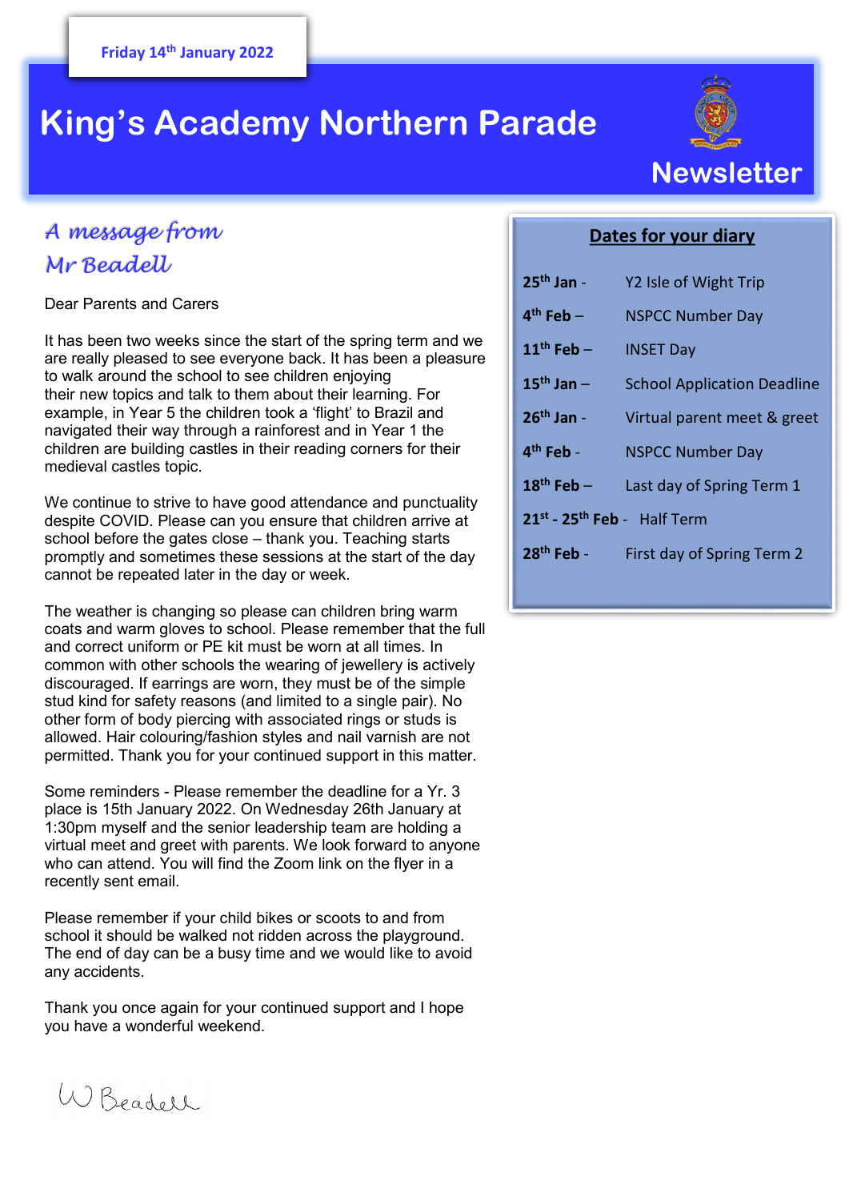**Friday 14th January 2022**

# King's Academy Northern Parade

## Newsletter

### *A message from Mr Beadell*

Dear Parents and Carers

It has been two weeks since the start of the spring term and we are really pleased to see everyone back. It has been a pleasure to walk around the school to see children enjoying their new topics and talk to them about their learning. For example, in Year 5 the children took a 'flight' to Brazil and navigated their way through a rainforest and in Year 1 the children are building castles in their reading corners for their medieval castles topic.

We continue to strive to have good attendance and punctuality despite COVID. Please can you ensure that children arrive at school before the gates close – thank you. Teaching starts promptly and sometimes these sessions at the start of the day cannot be repeated later in the day or week.

The weather is changing so please can children bring warm coats and warm gloves to school. Please remember that the full and correct uniform or PE kit must be worn at all times. In common with other schools the wearing of jewellery is actively discouraged. If earrings are worn, they must be of the simple stud kind for safety reasons (and limited to a single pair). No other form of body piercing with associated rings or studs is allowed. Hair colouring/fashion styles and nail varnish are not permitted. Thank you for your continued support in this matter.

Some reminders - Please remember the deadline for a Yr. 3 place is 15th January 2022. On Wednesday 26th January at 1:30pm myself and the senior leadership team are holding a virtual meet and greet with parents. We look forward to anyone who can attend. You will find the Zoom link on the flyer in a recently sent email.

Please remember if your child bikes or scoots to and from school it should be walked not ridden across the playground. The end of day can be a busy time and we would like to avoid any accidents.

Thank you once again for your continued support and I hope you have a wonderful weekend.

W Beadell

### Dates for your diary

| | |
|---|---|
| **25th Jan** - | Y2 Isle of Wight Trip |
| **4th Feb** – | NSPCC Number Day |
| **11th Feb** – | INSET Day |
| **15th Jan** – | School Application Deadline |
| **26th Jan** - | Virtual parent meet & greet |
| **4th Feb** - | NSPCC Number Day |
| **18th Feb** – | Last day of Spring Term 1 |
| **21st - 25th Feb** - | Half Term |
| **28th Feb** - | First day of Spring Term 2 |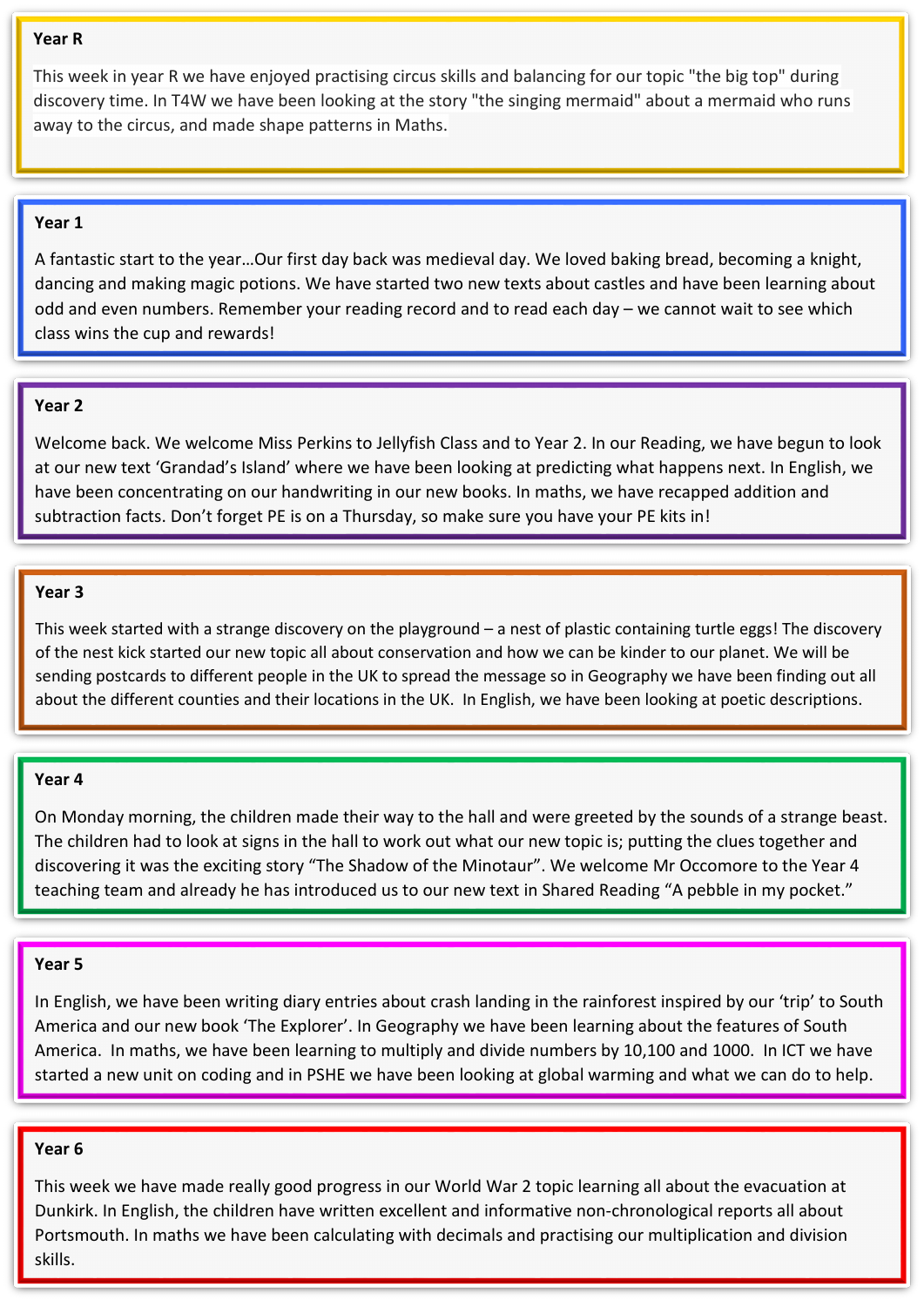## Year R

This week in year R we have enjoyed practising circus skills and balancing for our topic "the big top" during discovery time. In T4W we have been looking at the story "the singing mermaid" about a mermaid who runs away to the circus, and made shape patterns in Maths.

## Year 1

A fantastic start to the year…Our first day back was medieval day. We loved baking bread, becoming a knight, dancing and making magic potions. We have started two new texts about castles and have been learning about odd and even numbers. Remember your reading record and to read each day – we cannot wait to see which class wins the cup and rewards!

## Year 2

Welcome back. We welcome Miss Perkins to Jellyfish Class and to Year 2. In our Reading, we have begun to look at our new text 'Grandad's Island' where we have been looking at predicting what happens next. In English, we have been concentrating on our handwriting in our new books. In maths, we have recapped addition and subtraction facts. Don't forget PE is on a Thursday, so make sure you have your PE kits in!

## Year 3

This week started with a strange discovery on the playground – a nest of plastic containing turtle eggs! The discovery of the nest kick started our new topic all about conservation and how we can be kinder to our planet. We will be sending postcards to different people in the UK to spread the message so in Geography we have been finding out all about the different counties and their locations in the UK. In English, we have been looking at poetic descriptions.

## Year 4

On Monday morning, the children made their way to the hall and were greeted by the sounds of a strange beast. The children had to look at signs in the hall to work out what our new topic is; putting the clues together and discovering it was the exciting story "The Shadow of the Minotaur". We welcome Mr Occomore to the Year 4 teaching team and already he has introduced us to our new text in Shared Reading "A pebble in my pocket."

## Year 5

In English, we have been writing diary entries about crash landing in the rainforest inspired by our 'trip' to South America and our new book 'The Explorer'. In Geography we have been learning about the features of South America. In maths, we have been learning to multiply and divide numbers by 10,100 and 1000. In ICT we have started a new unit on coding and in PSHE we have been looking at global warming and what we can do to help.

## Year 6

This week we have made really good progress in our World War 2 topic learning all about the evacuation at Dunkirk. In English, the children have written excellent and informative non-chronological reports all about Portsmouth. In maths we have been calculating with decimals and practising our multiplication and division skills.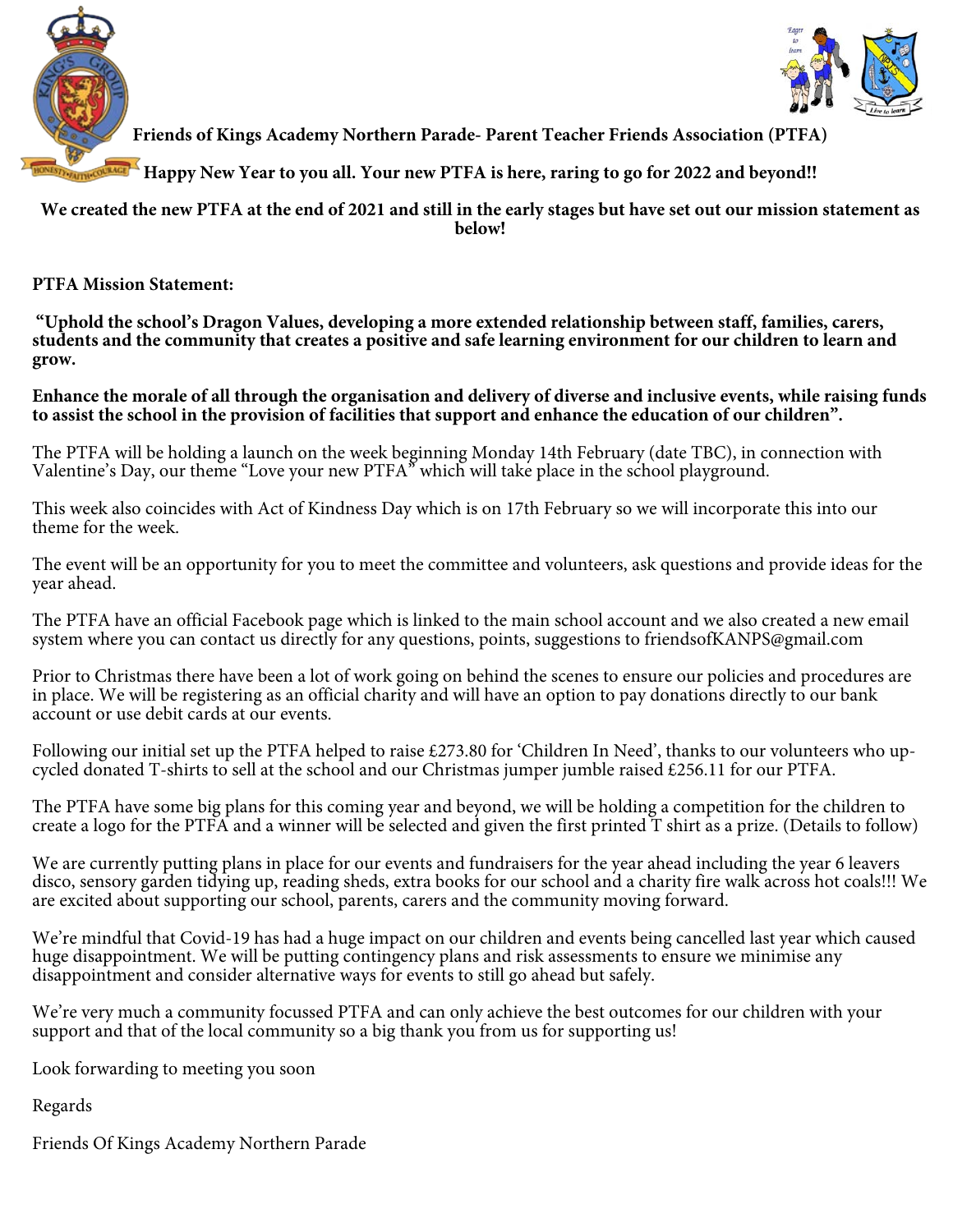**Friends of Kings Academy Northern Parade- Parent Teacher Friends Association (PTFA)**

**Happy New Year to you all. Your new PTFA is here, raring to go for 2022 and beyond!!**

**We created the new PTFA at the end of 2021 and still in the early stages but have set out our mission statement as below!**

**PTFA Mission Statement:**

**"Uphold the school's Dragon Values, developing a more extended relationship between staff, families, carers, students and the community that creates a positive and safe learning environment for our children to learn and grow.**

**Enhance the morale of all through the organisation and delivery of diverse and inclusive events, while raising funds to assist the school in the provision of facilities that support and enhance the education of our children".**

The PTFA will be holding a launch on the week beginning Monday 14th February (date TBC), in connection with Valentine's Day, our theme "Love your new PTFA" which will take place in the school playground.

This week also coincides with Act of Kindness Day which is on 17th February so we will incorporate this into our theme for the week.

The event will be an opportunity for you to meet the committee and volunteers, ask questions and provide ideas for the year ahead.

The PTFA have an official Facebook page which is linked to the main school account and we also created a new email system where you can contact us directly for any questions, points, suggestions to friendsofKANPS@gmail.com

Prior to Christmas there have been a lot of work going on behind the scenes to ensure our policies and procedures are in place. We will be registering as an official charity and will have an option to pay donations directly to our bank account or use debit cards at our events.

Following our initial set up the PTFA helped to raise £273.80 for 'Children In Need', thanks to our volunteers who up-cycled donated T-shirts to sell at the school and our Christmas jumper jumble raised £256.11 for our PTFA.

The PTFA have some big plans for this coming year and beyond, we will be holding a competition for the children to create a logo for the PTFA and a winner will be selected and given the first printed T shirt as a prize. (Details to follow)

We are currently putting plans in place for our events and fundraisers for the year ahead including the year 6 leavers disco, sensory garden tidying up, reading sheds, extra books for our school and a charity fire walk across hot coals!!! We are excited about supporting our school, parents, carers and the community moving forward.

We're mindful that Covid-19 has had a huge impact on our children and events being cancelled last year which caused huge disappointment. We will be putting contingency plans and risk assessments to ensure we minimise any disappointment and consider alternative ways for events to still go ahead but safely.

We're very much a community focussed PTFA and can only achieve the best outcomes for our children with your support and that of the local community so a big thank you from us for supporting us!

Look forwarding to meeting you soon

Regards

Friends Of Kings Academy Northern Parade